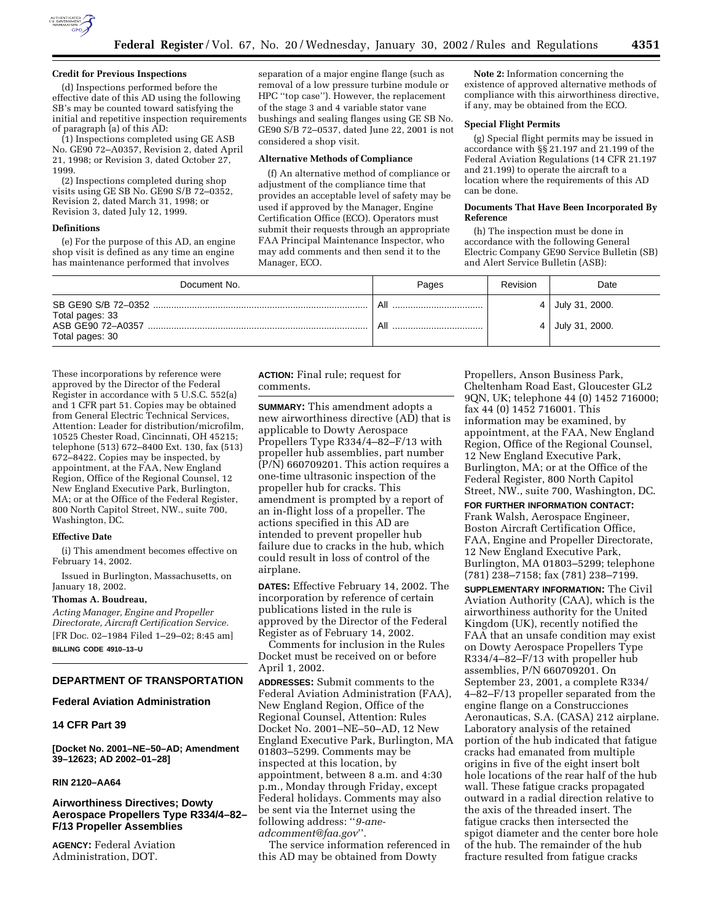**Credit for Previous Inspections**

(d) Inspections performed before the effective date of this AD using the following SB's may be counted toward satisfying the initial and repetitive inspection requirements of paragraph (a) of this AD:

(1) Inspections completed using GE ASB No. GE90 72–A0357, Revision 2, dated April 21, 1998; or Revision 3, dated October 27, 1999.

(2) Inspections completed during shop visits using GE SB No. GE90 S/B 72–0352, Revision 2, dated March 31, 1998; or Revision 3, dated July 12, 1999.

**Definitions**

(e) For the purpose of this AD, an engine shop visit is defined as any time an engine has maintenance performed that involves separation of a major engine flange (such as removal of a low pressure turbine module or HPC ''top case''). However, the replacement of the stage 3 and 4 variable stator vane bushings and sealing flanges using GE SB No. GE90 S/B 72–0537, dated June 22, 2001 is not considered a shop visit.

**Alternative Methods of Compliance**

(f) An alternative method of compliance or adjustment of the compliance time that provides an acceptable level of safety may be used if approved by the Manager, Engine Certification Office (ECO). Operators must submit their requests through an appropriate FAA Principal Maintenance Inspector, who may add comments and then send it to the Manager, ECO.

**Note 2:** Information concerning the existence of approved alternative methods of compliance with this airworthiness directive, if any, may be obtained from the ECO.

**Special Flight Permits**

(g) Special flight permits may be issued in accordance with §§ 21.197 and 21.199 of the Federal Aviation Regulations (14 CFR 21.197 and 21.199) to operate the aircraft to a location where the requirements of this AD can be done.

**Documents That Have Been Incorporated By Reference**

(h) The inspection must be done in accordance with the following General Electric Company GE90 Service Bulletin (SB) and Alert Service Bulletin (ASB):

| Document No. | Pages | Revision | Date |
|---|---|---|---|
| SB GE90 S/B 72–0352 | All | 4 | July 31, 2000. |
| Total pages: 33 | | | |
| ASB GE90 72–A0357 | All | 4 | July 31, 2000. |
| Total pages: 30 | | | |

These incorporations by reference were approved by the Director of the Federal Register in accordance with 5 U.S.C. 552(a) and 1 CFR part 51. Copies may be obtained from General Electric Technical Services, Attention: Leader for distribution/microfilm, 10525 Chester Road, Cincinnati, OH 45215; telephone (513) 672–8400 Ext. 130, fax (513) 672–8422. Copies may be inspected, by appointment, at the FAA, New England Region, Office of the Regional Counsel, 12 New England Executive Park, Burlington, MA; or at the Office of the Federal Register, 800 North Capitol Street, NW., suite 700, Washington, DC.

**Effective Date**

(i) This amendment becomes effective on February 14, 2002.

Issued in Burlington, Massachusetts, on January 18, 2002.

**Thomas A. Boudreau,**

*Acting Manager, Engine and Propeller Directorate, Aircraft Certification Service.*

[FR Doc. 02–1984 Filed 1–29–02; 8:45 am]

**BILLING CODE 4910–13–U**

---

## DEPARTMENT OF TRANSPORTATION

### Federal Aviation Administration

### 14 CFR Part 39

**[Docket No. 2001–NE–50–AD; Amendment 39–12623; AD 2002–01–28]**

**RIN 2120–AA64**

### Airworthiness Directives; Dowty Aerospace Propellers Type R334/4–82–F/13 Propeller Assemblies

**AGENCY:** Federal Aviation Administration, DOT.

**ACTION:** Final rule; request for comments.

**SUMMARY:** This amendment adopts a new airworthiness directive (AD) that is applicable to Dowty Aerospace Propellers Type R334/4–82–F/13 with propeller hub assemblies, part number (P/N) 660709201. This action requires a one-time ultrasonic inspection of the propeller hub for cracks. This amendment is prompted by a report of an in-flight loss of a propeller. The actions specified in this AD are intended to prevent propeller hub failure due to cracks in the hub, which could result in loss of control of the airplane.

**DATES:** Effective February 14, 2002. The incorporation by reference of certain publications listed in the rule is approved by the Director of the Federal Register as of February 14, 2002.

Comments for inclusion in the Rules Docket must be received on or before April 1, 2002.

**ADDRESSES:** Submit comments to the Federal Aviation Administration (FAA), New England Region, Office of the Regional Counsel, Attention: Rules Docket No. 2001–NE–50–AD, 12 New England Executive Park, Burlington, MA 01803–5299. Comments may be inspected at this location, by appointment, between 8 a.m. and 4:30 p.m., Monday through Friday, except Federal holidays. Comments may also be sent via the Internet using the following address: ''*9-ane-adcomment@faa.gov*''.

The service information referenced in this AD may be obtained from Dowty Propellers, Anson Business Park, Cheltenham Road East, Gloucester GL2 9QN, UK; telephone 44 (0) 1452 716000; fax 44 (0) 1452 716001. This information may be examined, by appointment, at the FAA, New England Region, Office of the Regional Counsel, 12 New England Executive Park, Burlington, MA; or at the Office of the Federal Register, 800 North Capitol Street, NW., suite 700, Washington, DC.

**FOR FURTHER INFORMATION CONTACT:** Frank Walsh, Aerospace Engineer, Boston Aircraft Certification Office, FAA, Engine and Propeller Directorate, 12 New England Executive Park, Burlington, MA 01803–5299; telephone (781) 238–7158; fax (781) 238–7199.

**SUPPLEMENTARY INFORMATION:** The Civil Aviation Authority (CAA), which is the airworthiness authority for the United Kingdom (UK), recently notified the FAA that an unsafe condition may exist on Dowty Aerospace Propellers Type R334/4–82–F/13 with propeller hub assemblies, P/N 660709201. On September 23, 2001, a complete R334/4–82–F/13 propeller separated from the engine flange on a Construcciones Aeronauticas, S.A. (CASA) 212 airplane. Laboratory analysis of the retained portion of the hub indicated that fatigue cracks had emanated from multiple origins in five of the eight insert bolt hole locations of the rear half of the hub wall. These fatigue cracks propagated outward in a radial direction relative to the axis of the threaded insert. The fatigue cracks then intersected the spigot diameter and the center bore hole of the hub. The remainder of the hub fracture resulted from fatigue cracks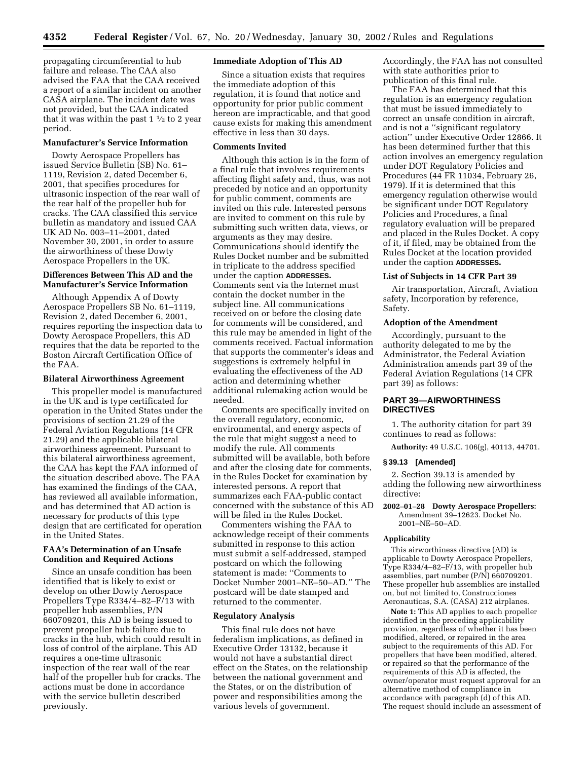propagating circumferential to hub failure and release. The CAA also advised the FAA that the CAA received a report of a similar incident on another CASA airplane. The incident date was not provided, but the CAA indicated that it was within the past 1 ½ to 2 year period.

**Manufacturer's Service Information**

Dowty Aerospace Propellers has issued Service Bulletin (SB) No. 61–1119, Revision 2, dated December 6, 2001, that specifies procedures for ultrasonic inspection of the rear wall of the rear half of the propeller hub for cracks. The CAA classified this service bulletin as mandatory and issued CAA UK AD No. 003–11–2001, dated November 30, 2001, in order to assure the airworthiness of these Dowty Aerospace Propellers in the UK.

**Differences Between This AD and the Manufacturer's Service Information**

Although Appendix A of Dowty Aerospace Propellers SB No. 61–1119, Revision 2, dated December 6, 2001, requires reporting the inspection data to Dowty Aerospace Propellers, this AD requires that the data be reported to the Boston Aircraft Certification Office of the FAA.

**Bilateral Airworthiness Agreement**

This propeller model is manufactured in the UK and is type certificated for operation in the United States under the provisions of section 21.29 of the Federal Aviation Regulations (14 CFR 21.29) and the applicable bilateral airworthiness agreement. Pursuant to this bilateral airworthiness agreement, the CAA has kept the FAA informed of the situation described above. The FAA has examined the findings of the CAA, has reviewed all available information, and has determined that AD action is necessary for products of this type design that are certificated for operation in the United States.

**FAA's Determination of an Unsafe Condition and Required Actions**

Since an unsafe condition has been identified that is likely to exist or develop on other Dowty Aerospace Propellers Type R334/4–82–F/13 with propeller hub assemblies, P/N 660709201, this AD is being issued to prevent propeller hub failure due to cracks in the hub, which could result in loss of control of the airplane. This AD requires a one-time ultrasonic inspection of the rear wall of the rear half of the propeller hub for cracks. The actions must be done in accordance with the service bulletin described previously.

**Immediate Adoption of This AD**

Since a situation exists that requires the immediate adoption of this regulation, it is found that notice and opportunity for prior public comment hereon are impracticable, and that good cause exists for making this amendment effective in less than 30 days.

**Comments Invited**

Although this action is in the form of a final rule that involves requirements affecting flight safety and, thus, was not preceded by notice and an opportunity for public comment, comments are invited on this rule. Interested persons are invited to comment on this rule by submitting such written data, views, or arguments as they may desire. Communications should identify the Rules Docket number and be submitted in triplicate to the address specified under the caption **ADDRESSES.** Comments sent via the Internet must contain the docket number in the subject line. All communications received on or before the closing date for comments will be considered, and this rule may be amended in light of the comments received. Factual information that supports the commenter's ideas and suggestions is extremely helpful in evaluating the effectiveness of the AD action and determining whether additional rulemaking action would be needed.

Comments are specifically invited on the overall regulatory, economic, environmental, and energy aspects of the rule that might suggest a need to modify the rule. All comments submitted will be available, both before and after the closing date for comments, in the Rules Docket for examination by interested persons. A report that summarizes each FAA-public contact concerned with the substance of this AD will be filed in the Rules Docket.

Commenters wishing the FAA to acknowledge receipt of their comments submitted in response to this action must submit a self-addressed, stamped postcard on which the following statement is made: ''Comments to Docket Number 2001–NE–50–AD.'' The postcard will be date stamped and returned to the commenter.

**Regulatory Analysis**

This final rule does not have federalism implications, as defined in Executive Order 13132, because it would not have a substantial direct effect on the States, on the relationship between the national government and the States, or on the distribution of power and responsibilities among the various levels of government. Accordingly, the FAA has not consulted with state authorities prior to publication of this final rule.

The FAA has determined that this regulation is an emergency regulation that must be issued immediately to correct an unsafe condition in aircraft, and is not a ''significant regulatory action'' under Executive Order 12866. It has been determined further that this action involves an emergency regulation under DOT Regulatory Policies and Procedures (44 FR 11034, February 26, 1979). If it is determined that this emergency regulation otherwise would be significant under DOT Regulatory Policies and Procedures, a final regulatory evaluation will be prepared and placed in the Rules Docket. A copy of it, if filed, may be obtained from the Rules Docket at the location provided under the caption **ADDRESSES.**

**List of Subjects in 14 CFR Part 39**

Air transportation, Aircraft, Aviation safety, Incorporation by reference, Safety.

**Adoption of the Amendment**

Accordingly, pursuant to the authority delegated to me by the Administrator, the Federal Aviation Administration amends part 39 of the Federal Aviation Regulations (14 CFR part 39) as follows:

## PART 39—AIRWORTHINESS DIRECTIVES

1. The authority citation for part 39 continues to read as follows:

**Authority:** 49 U.S.C. 106(g), 40113, 44701.

### § 39.13 [Amended]

2. Section 39.13 is amended by adding the following new airworthiness directive:

**2002–01–28 Dowty Aerospace Propellers:** Amendment 39–12623. Docket No. 2001–NE–50–AD.

**Applicability**

This airworthiness directive (AD) is applicable to Dowty Aerospace Propellers, Type R334/4–82–F/13, with propeller hub assemblies, part number (P/N) 660709201. These propeller hub assemblies are installed on, but not limited to, Construcciones Aeronauticas, S.A. (CASA) 212 airplanes.

**Note 1:** This AD applies to each propeller identified in the preceding applicability provision, regardless of whether it has been modified, altered, or repaired in the area subject to the requirements of this AD. For propellers that have been modified, altered, or repaired so that the performance of the requirements of this AD is affected, the owner/operator must request approval for an alternative method of compliance in accordance with paragraph (d) of this AD. The request should include an assessment of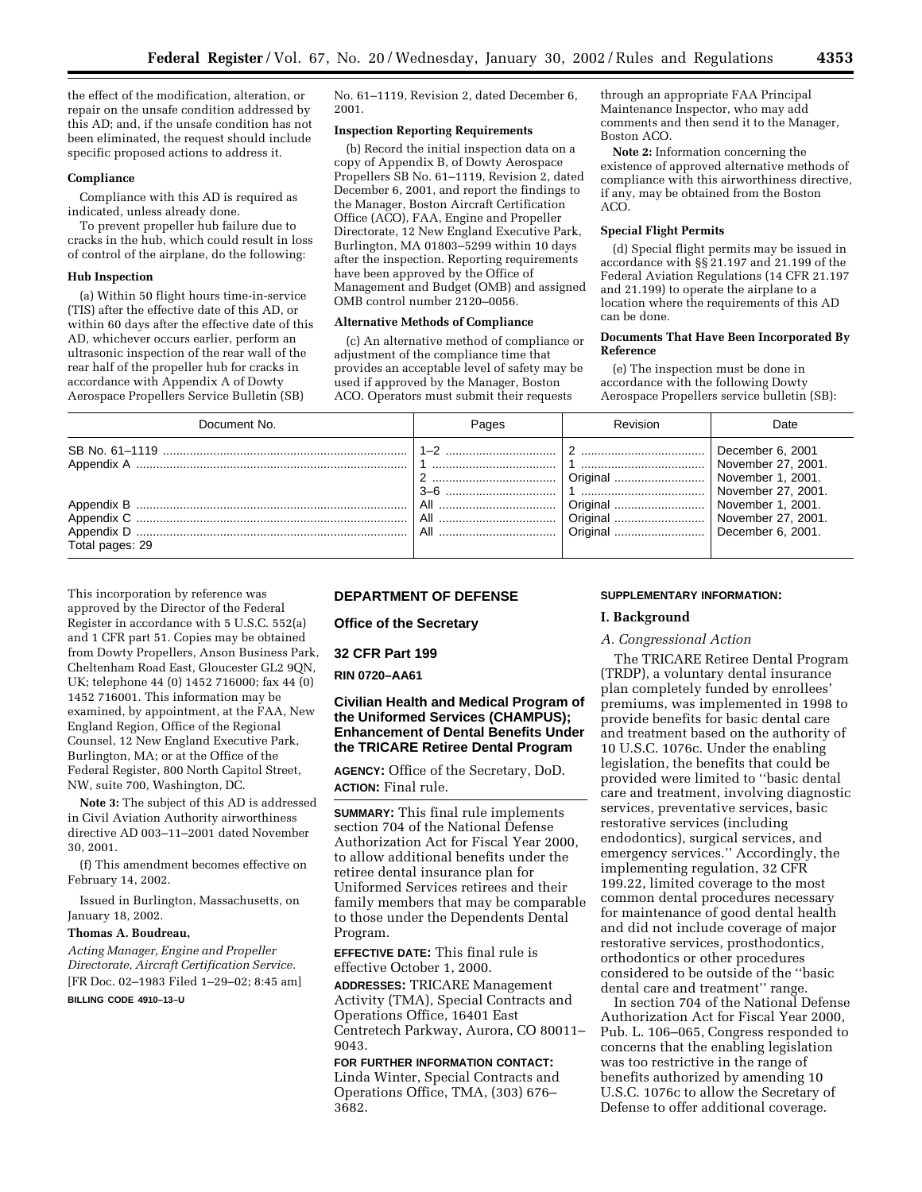the effect of the modification, alteration, or repair on the unsafe condition addressed by this AD; and, if the unsafe condition has not been eliminated, the request should include specific proposed actions to address it.

#### Compliance

Compliance with this AD is required as indicated, unless already done.

To prevent propeller hub failure due to cracks in the hub, which could result in loss of control of the airplane, do the following:

#### Hub Inspection

(a) Within 50 flight hours time-in-service (TIS) after the effective date of this AD, or within 60 days after the effective date of this AD, whichever occurs earlier, perform an ultrasonic inspection of the rear wall of the rear half of the propeller hub for cracks in accordance with Appendix A of Dowty Aerospace Propellers Service Bulletin (SB) No. 61–1119, Revision 2, dated December 6, 2001.

#### Inspection Reporting Requirements

(b) Record the initial inspection data on a copy of Appendix B, of Dowty Aerospace Propellers SB No. 61–1119, Revision 2, dated December 6, 2001, and report the findings to the Manager, Boston Aircraft Certification Office (ACO), FAA, Engine and Propeller Directorate, 12 New England Executive Park, Burlington, MA 01803–5299 within 10 days after the inspection. Reporting requirements have been approved by the Office of Management and Budget (OMB) and assigned OMB control number 2120–0056.

#### Alternative Methods of Compliance

(c) An alternative method of compliance or adjustment of the compliance time that provides an acceptable level of safety may be used if approved by the Manager, Boston ACO. Operators must submit their requests through an appropriate FAA Principal Maintenance Inspector, who may add comments and then send it to the Manager, Boston ACO.

**Note 2:** Information concerning the existence of approved alternative methods of compliance with this airworthiness directive, if any, may be obtained from the Boston ACO.

#### Special Flight Permits

(d) Special flight permits may be issued in accordance with §§ 21.197 and 21.199 of the Federal Aviation Regulations (14 CFR 21.197 and 21.199) to operate the airplane to a location where the requirements of this AD can be done.

#### Documents That Have Been Incorporated By Reference

(e) The inspection must be done in accordance with the following Dowty Aerospace Propellers service bulletin (SB):

| Document No. | Pages | Revision | Date |
|---|---|---|---|
| SB No. 61–1119 | 1–2 | 2 | December 6, 2001 |
| Appendix A | 1 | 1 | November 27, 2001. |
| | 2 | Original | November 1, 2001. |
| | 3–6 | 1 | November 27, 2001. |
| Appendix B | All | Original | November 1, 2001. |
| Appendix C | All | Original | November 27, 2001. |
| Appendix D | All | Original | December 6, 2001. |
| Total pages: 29 | | | |

This incorporation by reference was approved by the Director of the Federal Register in accordance with 5 U.S.C. 552(a) and 1 CFR part 51. Copies may be obtained from Dowty Propellers, Anson Business Park, Cheltenham Road East, Gloucester GL2 9QN, UK; telephone 44 (0) 1452 716000; fax 44 (0) 1452 716001. This information may be examined, by appointment, at the FAA, New England Region, Office of the Regional Counsel, 12 New England Executive Park, Burlington, MA; or at the Office of the Federal Register, 800 North Capitol Street, NW, suite 700, Washington, DC.

**Note 3:** The subject of this AD is addressed in Civil Aviation Authority airworthiness directive AD 003–11–2001 dated November 30, 2001.

(f) This amendment becomes effective on February 14, 2002.

Issued in Burlington, Massachusetts, on January 18, 2002.

**Thomas A. Boudreau,**

*Acting Manager, Engine and Propeller Directorate, Aircraft Certification Service.*

[FR Doc. 02–1983 Filed 1–29–02; 8:45 am]

**BILLING CODE 4910–13–U**

## DEPARTMENT OF DEFENSE

### Office of the Secretary

### 32 CFR Part 199

**RIN 0720–AA61**

### Civilian Health and Medical Program of the Uniformed Services (CHAMPUS); Enhancement of Dental Benefits Under the TRICARE Retiree Dental Program

**AGENCY:** Office of the Secretary, DoD.

**ACTION:** Final rule.

**SUMMARY:** This final rule implements section 704 of the National Defense Authorization Act for Fiscal Year 2000, to allow additional benefits under the retiree dental insurance plan for Uniformed Services retirees and their family members that may be comparable to those under the Dependents Dental Program.

**EFFECTIVE DATE:** This final rule is effective October 1, 2000.

**ADDRESSES:** TRICARE Management Activity (TMA), Special Contracts and Operations Office, 16401 East Centretech Parkway, Aurora, CO 80011–9043.

**FOR FURTHER INFORMATION CONTACT:** Linda Winter, Special Contracts and Operations Office, TMA, (303) 676–3682.

**SUPPLEMENTARY INFORMATION:**

#### I. Background

*A. Congressional Action*

The TRICARE Retiree Dental Program (TRDP), a voluntary dental insurance plan completely funded by enrollees' premiums, was implemented in 1998 to provide benefits for basic dental care and treatment based on the authority of 10 U.S.C. 1076c. Under the enabling legislation, the benefits that could be provided were limited to "basic dental care and treatment, involving diagnostic services, preventative services, basic restorative services (including endodontics), surgical services, and emergency services." Accordingly, the implementing regulation, 32 CFR 199.22, limited coverage to the most common dental procedures necessary for maintenance of good dental health and did not include coverage of major restorative services, prosthodontics, orthodontics or other procedures considered to be outside of the "basic dental care and treatment" range.

In section 704 of the National Defense Authorization Act for Fiscal Year 2000, Pub. L. 106–065, Congress responded to concerns that the enabling legislation was too restrictive in the range of benefits authorized by amending 10 U.S.C. 1076c to allow the Secretary of Defense to offer additional coverage.